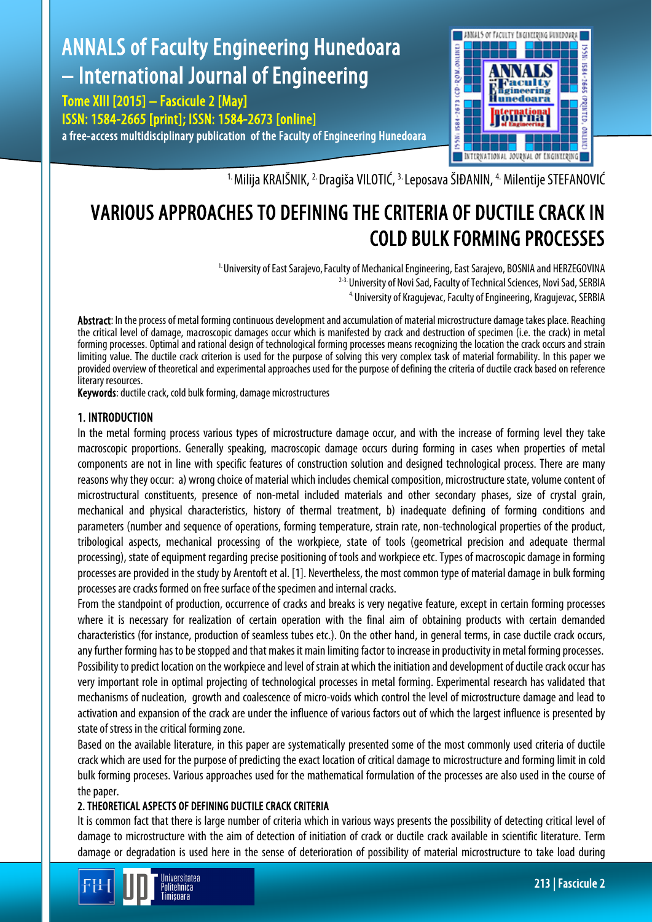[1.] Milija KRAIŠNIK, [2.] Dragiša VILOTIĆ, [3.] Leposava ŠIĐANIN, [4.] Milentije STEFANOVIĆ

# VARIOUS APPROACHES TO DEFINING THE CRITERIA OF DUCTILE CRACK IN COLD BULK FORMING PROCESSES

[1.] University of East Sarajevo, Faculty of Mechanical Engineering, East Sarajevo, BOSNIA and HERZEGOVINA
[2-3.] University of Novi Sad, Faculty of Technical Sciences, Novi Sad, SERBIA
[4.] University of Kragujevac, Faculty of Engineering, Kragujevac, SERBIA

**Abstract**: In the process of metal forming continuous development and accumulation of material microstructure damage takes place. Reaching the critical level of damage, macroscopic damages occur which is manifested by crack and destruction of specimen (i.e. the crack) in metal forming processes. Optimal and rational design of technological forming processes means recognizing the location the crack occurs and strain limiting value. The ductile crack criterion is used for the purpose of solving this very complex task of material formability. In this paper we provided overview of theoretical and experimental approaches used for the purpose of defining the criteria of ductile crack based on reference literary resources.

**Keywords**: ductile crack, cold bulk forming, damage microstructures

## 1. INTRODUCTION

In the metal forming process various types of microstructure damage occur, and with the increase of forming level they take macroscopic proportions. Generally speaking, macroscopic damage occurs during forming in cases when properties of metal components are not in line with specific features of construction solution and designed technological process. There are many reasons why they occur: a) wrong choice of material which includes chemical composition, microstructure state, volume content of microstructural constituents, presence of non-metal included materials and other secondary phases, size of crystal grain, mechanical and physical characteristics, history of thermal treatment, b) inadequate defining of forming conditions and parameters (number and sequence of operations, forming temperature, strain rate, non-technological properties of the product, tribological aspects, mechanical processing of the workpiece, state of tools (geometrical precision and adequate thermal processing), state of equipment regarding precise positioning of tools and workpiece etc. Types of macroscopic damage in forming processes are provided in the study by Arentoft et al. [1]. Nevertheless, the most common type of material damage in bulk forming processes are cracks formed on free surface of the specimen and internal cracks.

From the standpoint of production, occurrence of cracks and breaks is very negative feature, except in certain forming processes where it is necessary for realization of certain operation with the final aim of obtaining products with certain demanded characteristics (for instance, production of seamless tubes etc.). On the other hand, in general terms, in case ductile crack occurs, any further forming has to be stopped and that makes it main limiting factor to increase in productivity in metal forming processes.

Possibility to predict location on the workpiece and level of strain at which the initiation and development of ductile crack occur has very important role in optimal projecting of technological processes in metal forming. Experimental research has validated that mechanisms of nucleation, growth and coalescence of micro-voids which control the level of microstructure damage and lead to activation and expansion of the crack are under the influence of various factors out of which the largest influence is presented by state of stress in the critical forming zone.

Based on the available literature, in this paper are systematically presented some of the most commonly used criteria of ductile crack which are used for the purpose of predicting the exact location of critical damage to microstructure and forming limit in cold bulk forming proceses. Various approaches used for the mathematical formulation of the processes are also used in the course of the paper.

## 2. THEORETICAL ASPECTS OF DEFINING DUCTILE CRACK CRITERIA

It is common fact that there is large number of criteria which in various ways presents the possibility of detecting critical level of damage to microstructure with the aim of detection of initiation of crack or ductile crack available in scientific literature. Term damage or degradation is used here in the sense of deterioration of possibility of material microstructure to take load during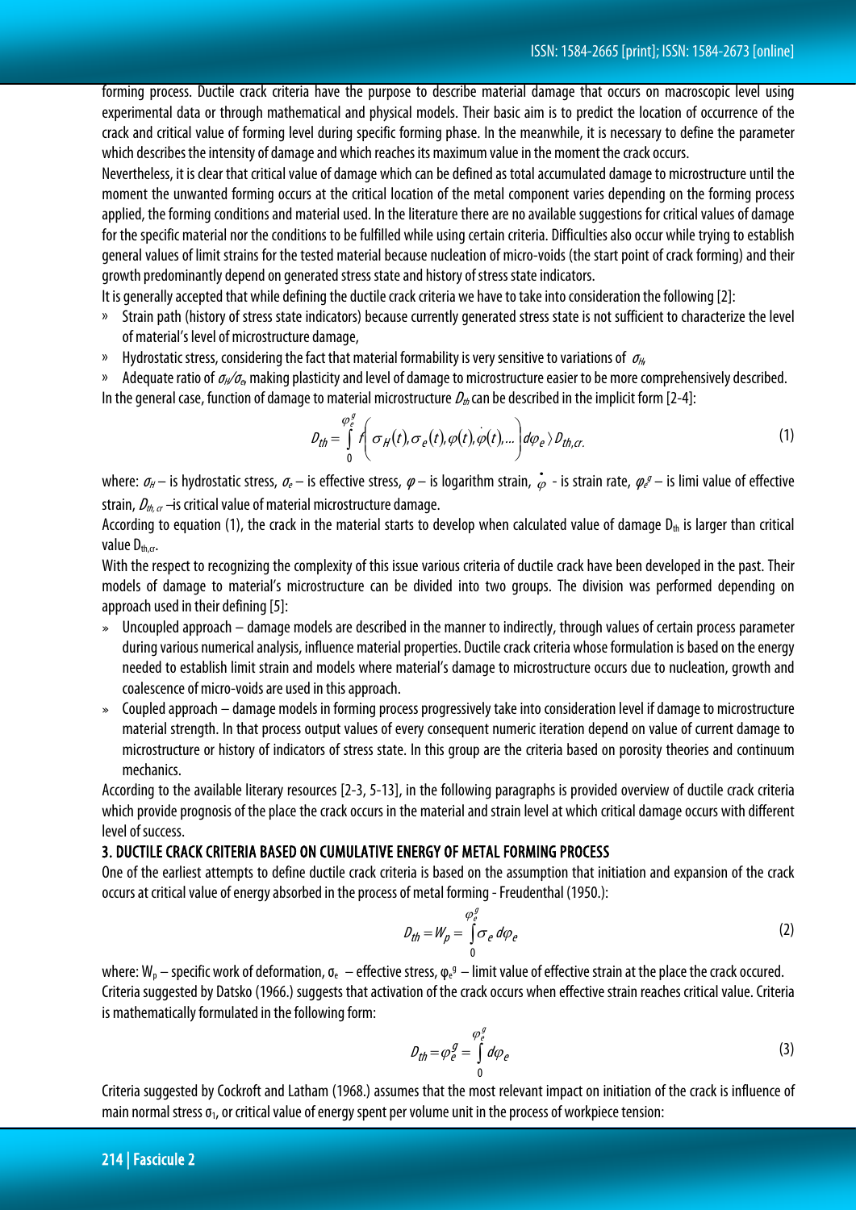forming process. Ductile crack criteria have the purpose to describe material damage that occurs on macroscopic level using experimental data or through mathematical and physical models. Their basic aim is to predict the location of occurrence of the crack and critical value of forming level during specific forming phase. In the meanwhile, it is necessary to define the parameter which describes the intensity of damage and which reaches its maximum value in the moment the crack occurs.

Nevertheless, it is clear that critical value of damage which can be defined as total accumulated damage to microstructure until the moment the unwanted forming occurs at the critical location of the metal component varies depending on the forming process applied, the forming conditions and material used. In the literature there are no available suggestions for critical values of damage for the specific material nor the conditions to be fulfilled while using certain criteria. Difficulties also occur while trying to establish general values of limit strains for the tested material because nucleation of micro-voids (the start point of crack forming) and their growth predominantly depend on generated stress state and history of stress state indicators.

It is generally accepted that while defining the ductile crack criteria we have to take into consideration the following [2]:

- Strain path (history of stress state indicators) because currently generated stress state is not sufficient to characterize the level of material's level of microstructure damage,
- Hydrostatic stress, considering the fact that material formability is very sensitive to variations of $\sigma_H$,
- Adequate ratio of $\sigma_H/\sigma_e$, making plasticity and level of damage to microstructure easier to be more comprehensively described.

In the general case, function of damage to material microstructure $D_{th}$ can be described in the implicit form [2-4]:

$$D_{th} = \int_0^{\varphi_e^g} f\left(\sigma_H(t), \sigma_e(t), \varphi(t), \dot{\varphi}(t), \ldots\right) d\varphi_e \rangle D_{th,cr.} \quad (1)$$

where: $\sigma_H$ – is hydrostatic stress, $\sigma_e$ – is effective stress, $\varphi$ – is logarithm strain, $\dot{\varphi}$ - is strain rate, $\varphi_e^g$ – is limi value of effective strain, $D_{th,cr}$ –is critical value of material microstructure damage.

According to equation (1), the crack in the material starts to develop when calculated value of damage $D_{th}$ is larger than critical value $D_{th,cr}$.

With the respect to recognizing the complexity of this issue various criteria of ductile crack have been developed in the past. Their models of damage to material's microstructure can be divided into two groups. The division was performed depending on approach used in their defining [5]:

- Uncoupled approach – damage models are described in the manner to indirectly, through values of certain process parameter during various numerical analysis, influence material properties. Ductile crack criteria whose formulation is based on the energy needed to establish limit strain and models where material's damage to microstructure occurs due to nucleation, growth and coalescence of micro-voids are used in this approach.
- Coupled approach – damage models in forming process progressively take into consideration level if damage to microstructure material strength. In that process output values of every consequent numeric iteration depend on value of current damage to microstructure or history of indicators of stress state. In this group are the criteria based on porosity theories and continuum mechanics.

According to the available literary resources [2-3, 5-13], in the following paragraphs is provided overview of ductile crack criteria which provide prognosis of the place the crack occurs in the material and strain level at which critical damage occurs with different level of success.

## 3. DUCTILE CRACK CRITERIA BASED ON CUMULATIVE ENERGY OF METAL FORMING PROCESS

One of the earliest attempts to define ductile crack criteria is based on the assumption that initiation and expansion of the crack occurs at critical value of energy absorbed in the process of metal forming - Freudenthal (1950.):

$$D_{th} = W_p = \int_0^{\varphi_e^g} \sigma_e \, d\varphi_e \quad (2)$$

where: $W_p$ – specific work of deformation, $\sigma_e$ – effective stress, $\varphi_e^g$ – limit value of effective strain at the place the crack occured.

Criteria suggested by Datsko (1966.) suggests that activation of the crack occurs when effective strain reaches critical value. Criteria is mathematically formulated in the following form:

$$D_{th} = \varphi_e^g = \int_0^{\varphi_e^g} d\varphi_e \quad (3)$$

Criteria suggested by Cockroft and Latham (1968.) assumes that the most relevant impact on initiation of the crack is influence of main normal stress $\sigma_1$, or critical value of energy spent per volume unit in the process of workpiece tension: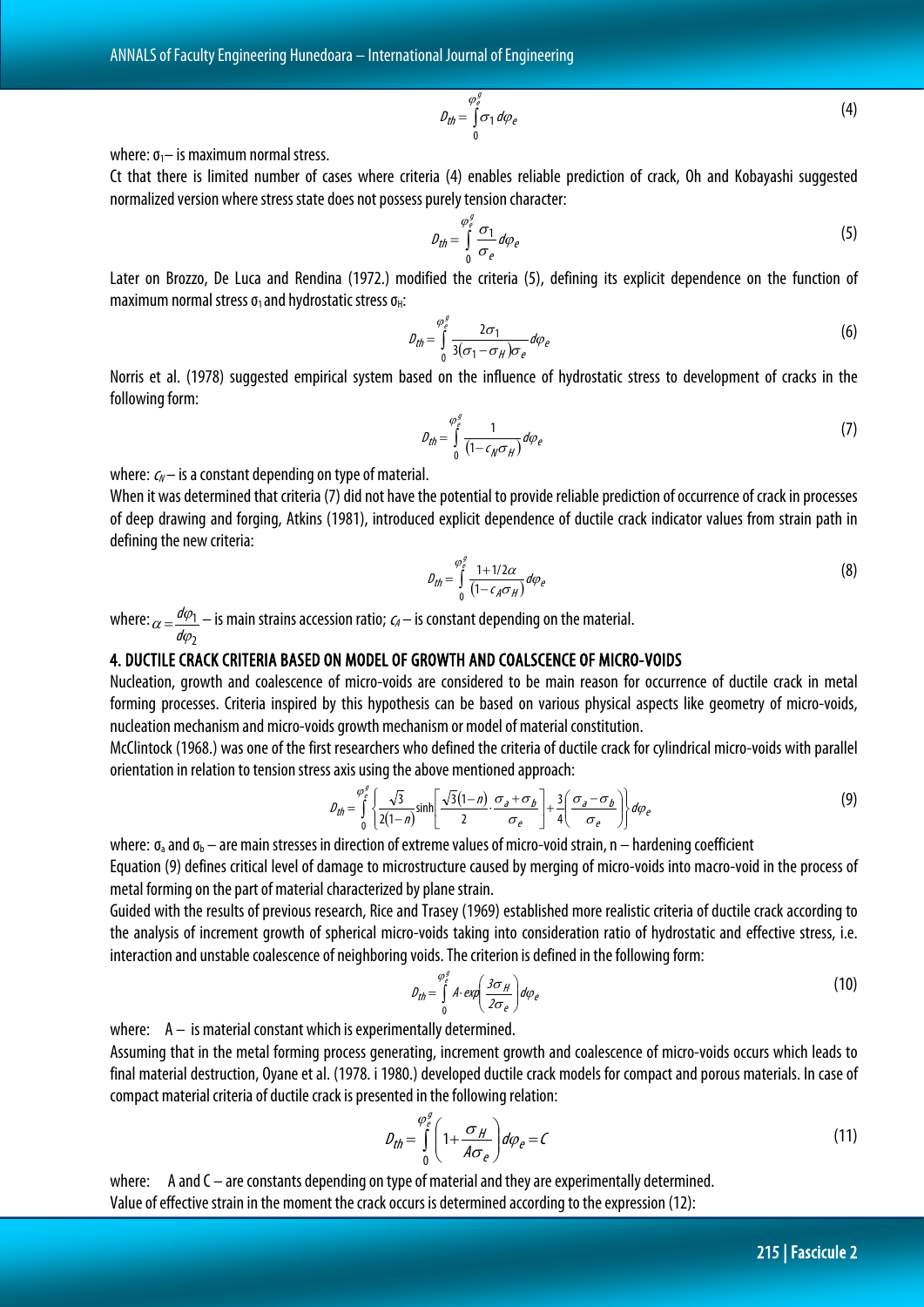$$D_{th} = \int_0^{\varphi_e^g} \sigma_1 \, d\varphi_e \tag{4}$$

where: $\sigma_1$ – is maximum normal stress.

Ct that there is limited number of cases where criteria (4) enables reliable prediction of crack, Oh and Kobayashi suggested normalized version where stress state does not possess purely tension character:

$$D_{th} = \int_0^{\varphi_e^g} \frac{\sigma_1}{\sigma_e} d\varphi_e \tag{5}$$

Later on Brozzo, De Luca and Rendina (1972.) modified the criteria (5), defining its explicit dependence on the function of maximum normal stress $\sigma_1$ and hydrostatic stress $\sigma_H$:

$$D_{th} = \int_0^{\varphi_e^g} \frac{2\sigma_1}{3(\sigma_1 - \sigma_H)\sigma_e} d\varphi_e \tag{6}$$

Norris et al. (1978) suggested empirical system based on the influence of hydrostatic stress to development of cracks in the following form:

$$D_{th} = \int_0^{\varphi_e^g} \frac{1}{(1 - c_N \sigma_H)} d\varphi_e \tag{7}$$

where: $c_N$ – is a constant depending on type of material.

When it was determined that criteria (7) did not have the potential to provide reliable prediction of occurrence of crack in processes of deep drawing and forging, Atkins (1981), introduced explicit dependence of ductile crack indicator values from strain path in defining the new criteria:

$$D_{th} = \int_0^{\varphi_e^g} \frac{1 + 1/2\alpha}{(1 - c_A \sigma_H)} d\varphi_e \tag{8}$$

where: $\alpha = \dfrac{d\varphi_1}{d\varphi_2}$ – is main strains accession ratio; $c_A$ – is constant depending on the material.

## 4. DUCTILE CRACK CRITERIA BASED ON MODEL OF GROWTH AND COALSCENCE OF MICRO-VOIDS

Nucleation, growth and coalescence of micro-voids are considered to be main reason for occurrence of ductile crack in metal forming processes. Criteria inspired by this hypothesis can be based on various physical aspects like geometry of micro-voids, nucleation mechanism and micro-voids growth mechanism or model of material constitution.

McClintock (1968.) was one of the first researchers who defined the criteria of ductile crack for cylindrical micro-voids with parallel orientation in relation to tension stress axis using the above mentioned approach:

$$D_{th} = \int_0^{\varphi_e^g} \left\{ \frac{\sqrt{3}}{2(1-n)} \sinh\left[ \frac{\sqrt{3}(1-n)}{2} \cdot \frac{\sigma_a + \sigma_b}{\sigma_e} \right] + \frac{3}{4}\left( \frac{\sigma_a - \sigma_b}{\sigma_e} \right) \right\} d\varphi_e \tag{9}$$

where: $\sigma_a$ and $\sigma_b$ – are main stresses in direction of extreme values of micro-void strain, n – hardening coefficient

Equation (9) defines critical level of damage to microstructure caused by merging of micro-voids into macro-void in the process of metal forming on the part of material characterized by plane strain.

Guided with the results of previous research, Rice and Trasey (1969) established more realistic criteria of ductile crack according to the analysis of increment growth of spherical micro-voids taking into consideration ratio of hydrostatic and effective stress, i.e. interaction and unstable coalescence of neighboring voids. The criterion is defined in the following form:

$$D_{th} = \int_0^{\varphi_e^g} A \cdot \exp\left( \frac{3\sigma_H}{2\sigma_e} \right) d\varphi_e \tag{10}$$

where: A – is material constant which is experimentally determined.

Assuming that in the metal forming process generating, increment growth and coalescence of micro-voids occurs which leads to final material destruction, Oyane et al. (1978. i 1980.) developed ductile crack models for compact and porous materials. In case of compact material criteria of ductile crack is presented in the following relation:

$$D_{th} = \int_0^{\varphi_e^g} \left( 1 + \frac{\sigma_H}{A\sigma_e} \right) d\varphi_e = C \tag{11}$$

where: A and C – are constants depending on type of material and they are experimentally determined.

Value of effective strain in the moment the crack occurs is determined according to the expression (12):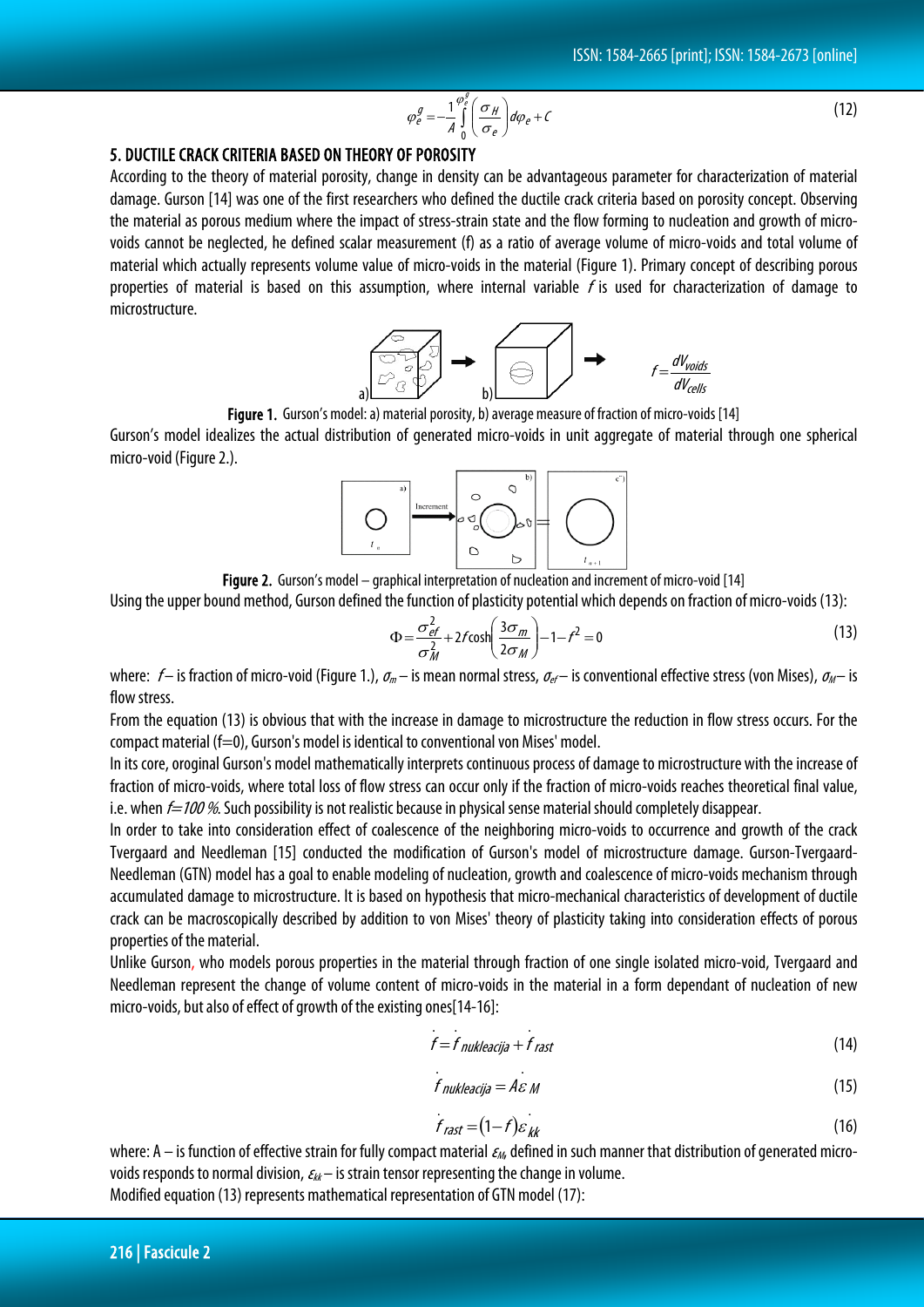$$\varphi_e^g = -\frac{1}{A}\int_0^{\varphi_e^g}\left(\frac{\sigma_H}{\sigma_e}\right)d\varphi_e + C \tag{12}$$

## 5. DUCTILE CRACK CRITERIA BASED ON THEORY OF POROSITY

According to the theory of material porosity, change in density can be advantageous parameter for characterization of material damage. Gurson [14] was one of the first researchers who defined the ductile crack criteria based on porosity concept. Observing the material as porous medium where the impact of stress-strain state and the flow forming to nucleation and growth of micro-voids cannot be neglected, he defined scalar measurement (f) as a ratio of average volume of micro-voids and total volume of material which actually represents volume value of micro-voids in the material (Figure 1). Primary concept of describing porous properties of material is based on this assumption, where internal variable $f$ is used for characterization of damage to microstructure.

$$f = \frac{dV_{voids}}{dV_{cells}}$$

**Figure 1.** Gurson's model: a) material porosity, b) average measure of fraction of micro-voids [14]

Gurson's model idealizes the actual distribution of generated micro-voids in unit aggregate of material through one spherical micro-void (Figure 2.).

**Figure 2.** Gurson's model – graphical interpretation of nucleation and increment of micro-void [14]

Using the upper bound method, Gurson defined the function of plasticity potential which depends on fraction of micro-voids (13):

$$\Phi = \frac{\sigma_{ef}^2}{\sigma_M^2} + 2f\cosh\left(\frac{3\sigma_m}{2\sigma_M}\right) - 1 - f^2 = 0 \tag{13}$$

where: $f$ – is fraction of micro-void (Figure 1.), $\sigma_m$ – is mean normal stress, $\sigma_{ef}$ – is conventional effective stress (von Mises), $\sigma_M$ – is flow stress.

From the equation (13) is obvious that with the increase in damage to microstructure the reduction in flow stress occurs. For the compact material (f=0), Gurson's model is identical to conventional von Mises' model.

In its core, orogïnal Gurson's model mathematically interprets continuous process of damage to microstructure with the increase of fraction of micro-voids, where total loss of flow stress can occur only if the fraction of micro-voids reaches theoretical final value, i.e. when $f = 100\,\%$. Such possibility is not realistic because in physical sense material should completely disappear.

In order to take into consideration effect of coalescence of the neighboring micro-voids to occurrence and growth of the crack Tvergaard and Needleman [15] conducted the modification of Gurson's model of microstructure damage. Gurson-Tvergaard-Needleman (GTN) model has a goal to enable modeling of nucleation, growth and coalescence of micro-voids mechanism through accumulated damage to microstructure. It is based on hypothesis that micro-mechanical characteristics of development of ductile crack can be macroscopically described by addition to von Mises' theory of plasticity taking into consideration effects of porous properties of the material.

Unlike Gurson, who models porous properties in the material through fraction of one single isolated micro-void, Tvergaard and Needleman represent the change of volume content of micro-voids in the material in a form dependant of nucleation of new micro-voids, but also of effect of growth of the existing ones[14-16]:

$$\dot{f} = \dot{f}_{nukleacija} + \dot{f}_{rast} \tag{14}$$

$$\dot{f}_{nukleacija} = A\dot{\varepsilon}_M \tag{15}$$

$$\dot{f}_{rast} = (1-f)\dot{\varepsilon}_{kk} \tag{16}$$

where: A – is function of effective strain for fully compact material $\varepsilon_M$, defined in such manner that distribution of generated micro-voids responds to normal division, $\varepsilon_{kk}$ – is strain tensor representing the change in volume.

Modified equation (13) represents mathematical representation of GTN model (17):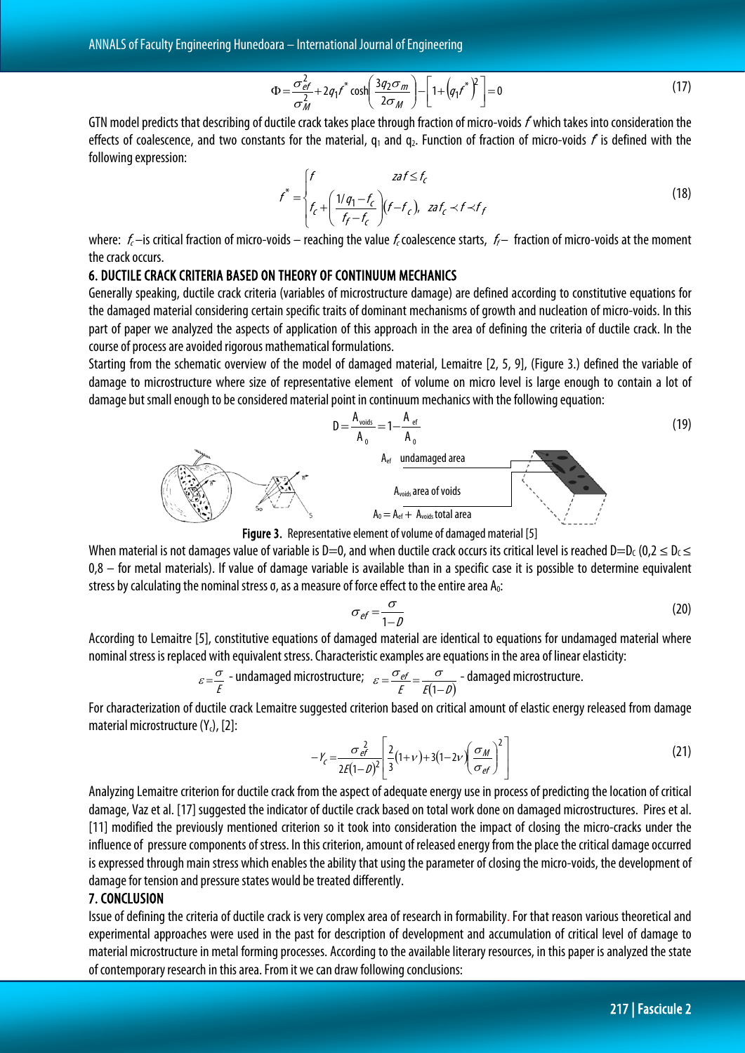$$\Phi = \frac{\sigma_{ef}^2}{\sigma_M^2} + 2q_1 f^* \cosh\left(\frac{3q_2\sigma_m}{2\sigma_M}\right) - \left[1 + \left(q_1 f^*\right)^2\right] = 0 \tag{17}$$

GTN model predicts that describing of ductile crack takes place through fraction of micro-voids $f^*$ which takes into consideration the effects of coalescence, and two constants for the material, $q_1$ and $q_2$. Function of fraction of micro-voids $f^*$ is defined with the following expression:

$$f^* = \begin{cases} f & za\, f \leq f_c \\ f_c + \left(\dfrac{1/q_1 - f_c}{f_f - f_c}\right)(f - f_c), & za\, f_c \prec f \prec f_f \end{cases} \tag{18}$$

where: $f_c$ – is critical fraction of micro-voids – reaching the value $f_c$ coalescence starts, $f_f$ – fraction of micro-voids at the moment the crack occurs.

## 6. DUCTILE CRACK CRITERIA BASED ON THEORY OF CONTINUUM MECHANICS

Generally speaking, ductile crack criteria (variables of microstructure damage) are defined according to constitutive equations for the damaged material considering certain specific traits of dominant mechanisms of growth and nucleation of micro-voids. In this part of paper we analyzed the aspects of application of this approach in the area of defining the criteria of ductile crack. In the course of process are avoided rigorous mathematical formulations.

Starting from the schematic overview of the model of damaged material, Lemaitre [2, 5, 9], (Figure 3.) defined the variable of damage to microstructure where size of representative element of volume on micro level is large enough to contain a lot of damage but small enough to be considered material point in continuum mechanics with the following equation:

$$D = \frac{A_{voids}}{A_0} = 1 - \frac{A_{ef}}{A_0} \tag{19}$$

$A_{ef}$ undamaged area

$A_{voids}$ area of voids

$A_0 = A_{ef} + A_{voids}$ total area

**Figure 3.** Representative element of volume of damaged material [5]

When material is not damages value of variable is D=0, and when ductile crack occurs its critical level is reached $D = D_C$ ($0{,}2 \leq D_C \leq 0{,}8$ – for metal materials). If value of damage variable is available than in a specific case it is possible to determine equivalent stress by calculating the nominal stress σ, as a measure of force effect to the entire area $A_0$:

$$\sigma_{ef} = \frac{\sigma}{1 - D} \tag{20}$$

According to Lemaitre [5], constitutive equations of damaged material are identical to equations for undamaged material where nominal stress is replaced with equivalent stress. Characteristic examples are equations in the area of linear elasticity:

$\varepsilon = \dfrac{\sigma}{E}$ - undamaged microstructure; $\varepsilon = \dfrac{\sigma_{ef}}{E} = \dfrac{\sigma}{E(1-D)}$ - damaged microstructure.

For characterization of ductile crack Lemaitre suggested criterion based on critical amount of elastic energy released from damage material microstructure ($Y_c$), [2]:

$$-Y_c = \frac{\sigma_{ef}^2}{2E(1-D)^2}\left[\frac{2}{3}(1+\nu) + 3(1-2\nu)\left(\frac{\sigma_M}{\sigma_{ef}}\right)^2\right] \tag{21}$$

Analyzing Lemaitre criterion for ductile crack from the aspect of adequate energy use in process of predicting the location of critical damage, Vaz et al. [17] suggested the indicator of ductile crack based on total work done on damaged microstructures. Pires et al. [11] modified the previously mentioned criterion so it took into consideration the impact of closing the micro-cracks under the influence of pressure components of stress. In this criterion, amount of released energy from the place the critical damage occurred is expressed through main stress which enables the ability that using the parameter of closing the micro-voids, the development of damage for tension and pressure states would be treated differently.

## 7. CONCLUSION

Issue of defining the criteria of ductile crack is very complex area of research in formability. For that reason various theoretical and experimental approaches were used in the past for description of development and accumulation of critical level of damage to material microstructure in metal forming processes. According to the available literary resources, in this paper is analyzed the state of contemporary research in this area. From it we can draw following conclusions: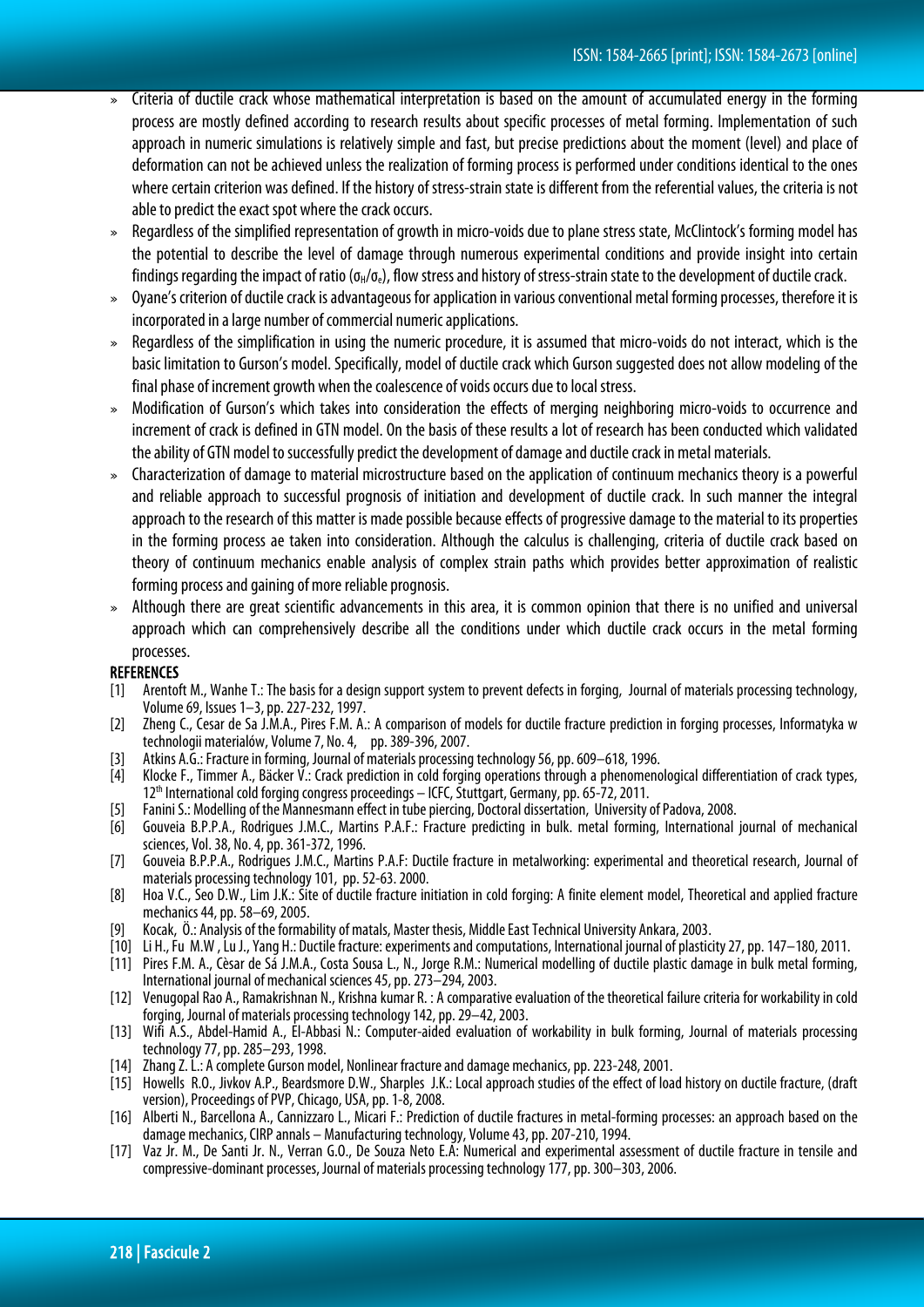- Criteria of ductile crack whose mathematical interpretation is based on the amount of accumulated energy in the forming process are mostly defined according to research results about specific processes of metal forming. Implementation of such approach in numeric simulations is relatively simple and fast, but precise predictions about the moment (level) and place of deformation can not be achieved unless the realization of forming process is performed under conditions identical to the ones where certain criterion was defined. If the history of stress-strain state is different from the referential values, the criteria is not able to predict the exact spot where the crack occurs.
- Regardless of the simplified representation of growth in micro-voids due to plane stress state, McClintock's forming model has the potential to describe the level of damage through numerous experimental conditions and provide insight into certain findings regarding the impact of ratio ($\sigma_H/\sigma_e$), flow stress and history of stress-strain state to the development of ductile crack.
- Oyane's criterion of ductile crack is advantageous for application in various conventional metal forming processes, therefore it is incorporated in a large number of commercial numeric applications.
- Regardless of the simplification in using the numeric procedure, it is assumed that micro-voids do not interact, which is the basic limitation to Gurson's model. Specifically, model of ductile crack which Gurson suggested does not allow modeling of the final phase of increment growth when the coalescence of voids occurs due to local stress.
- Modification of Gurson's which takes into consideration the effects of merging neighboring micro-voids to occurrence and increment of crack is defined in GTN model. On the basis of these results a lot of research has been conducted which validated the ability of GTN model to successfully predict the development of damage and ductile crack in metal materials.
- Characterization of damage to material microstructure based on the application of continuum mechanics theory is a powerful and reliable approach to successful prognosis of initiation and development of ductile crack. In such manner the integral approach to the research of this matter is made possible because effects of progressive damage to the material to its properties in the forming process ae taken into consideration. Although the calculus is challenging, criteria of ductile crack based on theory of continuum mechanics enable analysis of complex strain paths which provides better approximation of realistic forming process and gaining of more reliable prognosis.
- Although there are great scientific advancements in this area, it is common opinion that there is no unified and universal approach which can comprehensively describe all the conditions under which ductile crack occurs in the metal forming processes.

## REFERENCES

[1] Arentoft M., Wanhe T.: The basis for a design support system to prevent defects in forging, Journal of materials processing technology, Volume 69, Issues 1–3, pp. 227-232, 1997.
[2] Zheng C., Cesar de Sa J.M.A., Pires F.M. A.: A comparison of models for ductile fracture prediction in forging processes, Informatyka w technologii materiałów, Volume 7, No. 4, pp. 389-396, 2007.
[3] Atkins A.G.: Fracture in forming, Journal of materials processing technology 56, pp. 609–618, 1996.
[4] Klocke F., Timmer A., Bäcker V.: Crack prediction in cold forging operations through a phenomenological differentiation of crack types, 12th International cold forging congress proceedings – ICFC, Stuttgart, Germany, pp. 65-72, 2011.
[5] Fanini S.: Modelling of the Mannesmann effect in tube piercing, Doctoral dissertation, University of Padova, 2008.
[6] Gouveia B.P.P.A., Rodrigues J.M.C., Martins P.A.F.: Fracture predicting in bulk. metal forming, International journal of mechanical sciences, Vol. 38, No. 4, pp. 361-372, 1996.
[7] Gouveia B.P.P.A., Rodrigues J.M.C., Martins P.A.F: Ductile fracture in metalworking: experimental and theoretical research, Journal of materials processing technology 101, pp. 52-63. 2000.
[8] Hoa V.C., Seo D.W., Lim J.K.: Site of ductile fracture initiation in cold forging: A finite element model, Theoretical and applied fracture mechanics 44, pp. 58–69, 2005.
[9] Kocak, Ö.: Analysis of the formability of matals, Master thesis, Middle East Technical University Ankara, 2003.
[10] Li H., Fu M.W , Lu J., Yang H.: Ductile fracture: experiments and computations, International journal of plasticity 27, pp. 147–180, 2011.
[11] Pires F.M. A., Cèsar de Sá J.M.A., Costa Sousa L., N., Jorge R.M.: Numerical modelling of ductile plastic damage in bulk metal forming, International journal of mechanical sciences 45, pp. 273–294, 2003.
[12] Venugopal Rao A., Ramakrishnan N., Krishna kumar R. : A comparative evaluation of the theoretical failure criteria for workability in cold forging, Journal of materials processing technology 142, pp. 29–42, 2003.
[13] Wifi A.S., Abdel-Hamid A., El-Abbasi N.: Computer-aided evaluation of workability in bulk forming, Journal of materials processing technology 77, pp. 285–293, 1998.
[14] Zhang Z. L.: A complete Gurson model, Nonlinear fracture and damage mechanics, pp. 223-248, 2001.
[15] Howells R.O., Jivkov A.P., Beardsmore D.W., Sharples J.K.: Local approach studies of the effect of load history on ductile fracture, (draft version), Proceedings of PVP, Chicago, USA, pp. 1-8, 2008.
[16] Alberti N., Barcellona A., Cannizzaro L., Micari F.: Prediction of ductile fractures in metal-forming processes: an approach based on the damage mechanics, CIRP annals – Manufacturing technology, Volume 43, pp. 207-210, 1994.
[17] Vaz Jr. M., De Santi Jr. N., Verran G.O., De Souza Neto E.A: Numerical and experimental assessment of ductile fracture in tensile and compressive-dominant processes, Journal of materials processing technology 177, pp. 300–303, 2006.